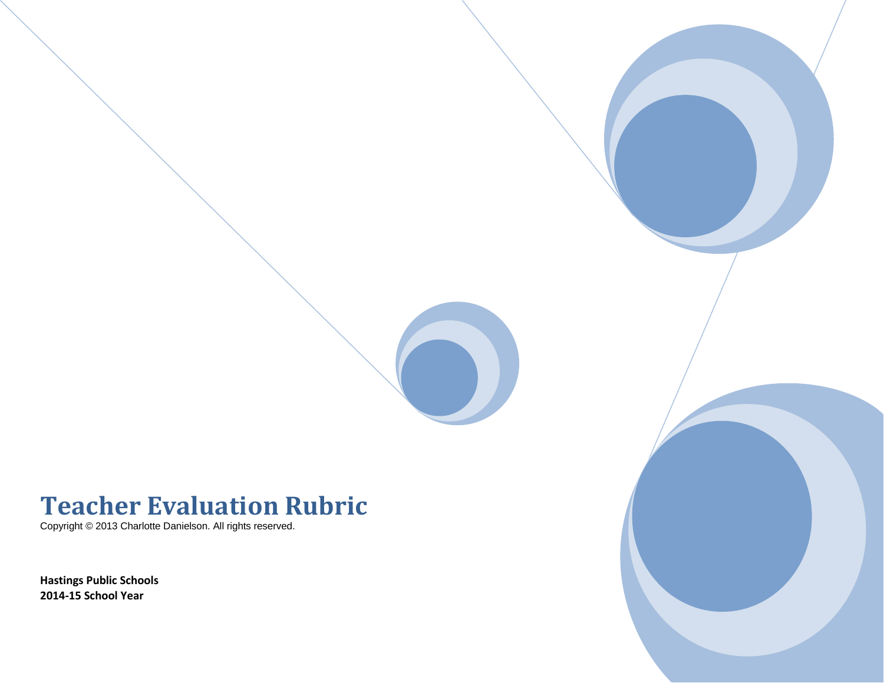# Teacher Evaluation Rubric

Copyright © 2013 Charlotte Danielson. All rights reserved.

**Hastings Public Schools**
**2014-15 School Year**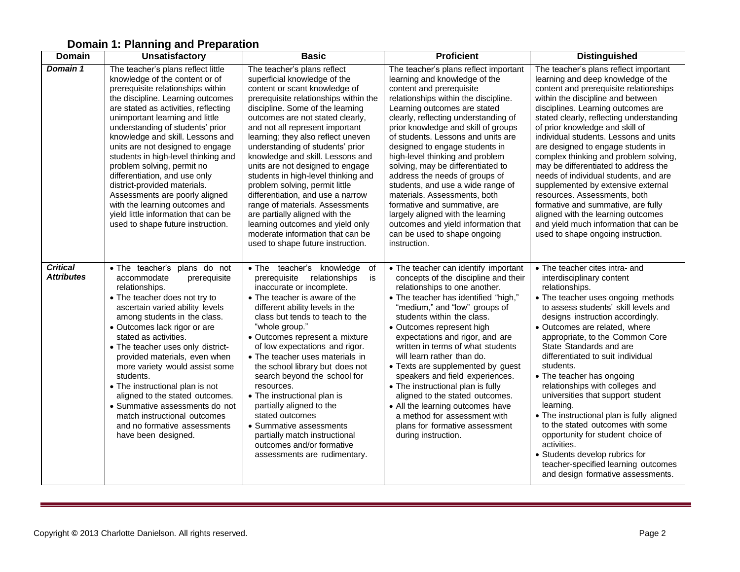## Domain 1: Planning and Preparation

| Domain | Unsatisfactory | Basic | Proficient | Distinguished |
|---|---|---|---|---|
| ***Domain 1*** | The teacher's plans reflect little knowledge of the content or of prerequisite relationships within the discipline. Learning outcomes are stated as activities, reflecting unimportant learning and little understanding of students' prior knowledge and skill. Lessons and units are not designed to engage students in high-level thinking and problem solving, permit no differentiation, and use only district-provided materials. Assessments are poorly aligned with the learning outcomes and yield little information that can be used to shape future instruction. | The teacher's plans reflect superficial knowledge of the content or scant knowledge of prerequisite relationships within the discipline. Some of the learning outcomes are not stated clearly, and not all represent important learning; they also reflect uneven understanding of students' prior knowledge and skill. Lessons and units are not designed to engage students in high-level thinking and problem solving, permit little differentiation, and use a narrow range of materials. Assessments are partially aligned with the learning outcomes and yield only moderate information that can be used to shape future instruction. | The teacher's plans reflect important learning and knowledge of the content and prerequisite relationships within the discipline. Learning outcomes are stated clearly, reflecting understanding of prior knowledge and skill of groups of students. Lessons and units are designed to engage students in high-level thinking and problem solving, may be differentiated to address the needs of groups of students, and use a wide range of materials. Assessments, both formative and summative, are largely aligned with the learning outcomes and yield information that can be used to shape ongoing instruction. | The teacher's plans reflect important learning and deep knowledge of the content and prerequisite relationships within the discipline and between disciplines. Learning outcomes are stated clearly, reflecting understanding of prior knowledge and skill of individual students. Lessons and units are designed to engage students in complex thinking and problem solving, may be differentiated to address the needs of individual students, and are supplemented by extensive external resources. Assessments, both formative and summative, are fully aligned with the learning outcomes and yield much information that can be used to shape ongoing instruction. |
| ***Critical Attributes*** | • The teacher's plans do not accommodate prerequisite relationships.<br>• The teacher does not try to ascertain varied ability levels among students in the class.<br>• Outcomes lack rigor or are stated as activities.<br>• The teacher uses only district-provided materials, even when more variety would assist some students.<br>• The instructional plan is not aligned to the stated outcomes.<br>• Summative assessments do not match instructional outcomes and no formative assessments have been designed. | • The teacher's knowledge of prerequisite relationships is inaccurate or incomplete.<br>• The teacher is aware of the different ability levels in the class but tends to teach to the "whole group."<br>• Outcomes represent a mixture of low expectations and rigor.<br>• The teacher uses materials in the school library but does not search beyond the school for resources.<br>• The instructional plan is partially aligned to the stated outcomes<br>• Summative assessments partially match instructional outcomes and/or formative assessments are rudimentary. | • The teacher can identify important concepts of the discipline and their relationships to one another.<br>• The teacher has identified "high," "medium," and "low" groups of students within the class.<br>• Outcomes represent high expectations and rigor, and are written in terms of what students will learn rather than do.<br>• Texts are supplemented by guest speakers and field experiences.<br>• The instructional plan is fully aligned to the stated outcomes.<br>• All the learning outcomes have a method for assessment with plans for formative assessment during instruction. | • The teacher cites intra- and interdisciplinary content relationships.<br>• The teacher uses ongoing methods to assess students' skill levels and designs instruction accordingly.<br>• Outcomes are related, where appropriate, to the Common Core State Standards and are differentiated to suit individual students.<br>• The teacher has ongoing relationships with colleges and universities that support student learning.<br>• The instructional plan is fully aligned to the stated outcomes with some opportunity for student choice of activities.<br>• Students develop rubrics for teacher-specified learning outcomes and design formative assessments. |

Copyright © 2013 Charlotte Danielson. All rights reserved.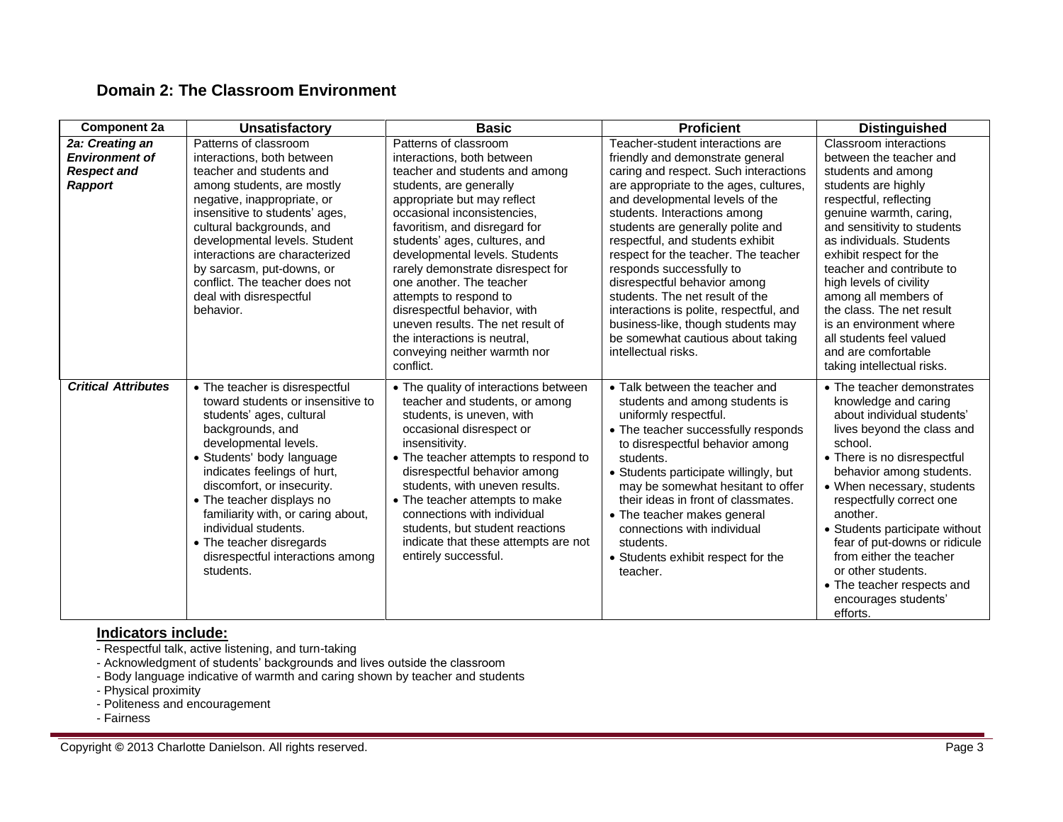## Domain 2: The Classroom Environment

| Component 2a | Unsatisfactory | Basic | Proficient | Distinguished |
|---|---|---|---|---|
| ***2a: Creating an Environment of Respect and Rapport*** | Patterns of classroom interactions, both between teacher and students and among students, are mostly negative, inappropriate, or insensitive to students' ages, cultural backgrounds, and developmental levels. Student interactions are characterized by sarcasm, put-downs, or conflict. The teacher does not deal with disrespectful behavior. | Patterns of classroom interactions, both between teacher and students and among students, are generally appropriate but may reflect occasional inconsistencies, favoritism, and disregard for students' ages, cultures, and developmental levels. Students rarely demonstrate disrespect for one another. The teacher attempts to respond to disrespectful behavior, with uneven results. The net result of the interactions is neutral, conveying neither warmth nor conflict. | Teacher-student interactions are friendly and demonstrate general caring and respect. Such interactions are appropriate to the ages, cultures, and developmental levels of the students. Interactions among students are generally polite and respectful, and students exhibit respect for the teacher. The teacher responds successfully to disrespectful behavior among students. The net result of the interactions is polite, respectful, and business-like, though students may be somewhat cautious about taking intellectual risks. | Classroom interactions between the teacher and students and among students are highly respectful, reflecting genuine warmth, caring, and sensitivity to students as individuals. Students exhibit respect for the teacher and contribute to high levels of civility among all members of the class. The net result is an environment where all students feel valued and are comfortable taking intellectual risks. |
| ***Critical Attributes*** | • The teacher is disrespectful toward students or insensitive to students' ages, cultural backgrounds, and developmental levels.<br>• Students' body language indicates feelings of hurt, discomfort, or insecurity.<br>• The teacher displays no familiarity with, or caring about, individual students.<br>• The teacher disregards disrespectful interactions among students. | • The quality of interactions between teacher and students, or among students, is uneven, with occasional disrespect or insensitivity.<br>• The teacher attempts to respond to disrespectful behavior among students, with uneven results.<br>• The teacher attempts to make connections with individual students, but student reactions indicate that these attempts are not entirely successful. | • Talk between the teacher and students and among students is uniformly respectful.<br>• The teacher successfully responds to disrespectful behavior among students.<br>• Students participate willingly, but may be somewhat hesitant to offer their ideas in front of classmates.<br>• The teacher makes general connections with individual students.<br>• Students exhibit respect for the teacher. | • The teacher demonstrates knowledge and caring about individual students' lives beyond the class and school.<br>• There is no disrespectful behavior among students.<br>• When necessary, students respectfully correct one another.<br>• Students participate without fear of put-downs or ridicule from either the teacher or other students.<br>• The teacher respects and encourages students' efforts. |

**Indicators include:**

- Respectful talk, active listening, and turn-taking
- Acknowledgment of students' backgrounds and lives outside the classroom
- Body language indicative of warmth and caring shown by teacher and students
- Physical proximity
- Politeness and encouragement
- Fairness

Copyright © 2013 Charlotte Danielson. All rights reserved.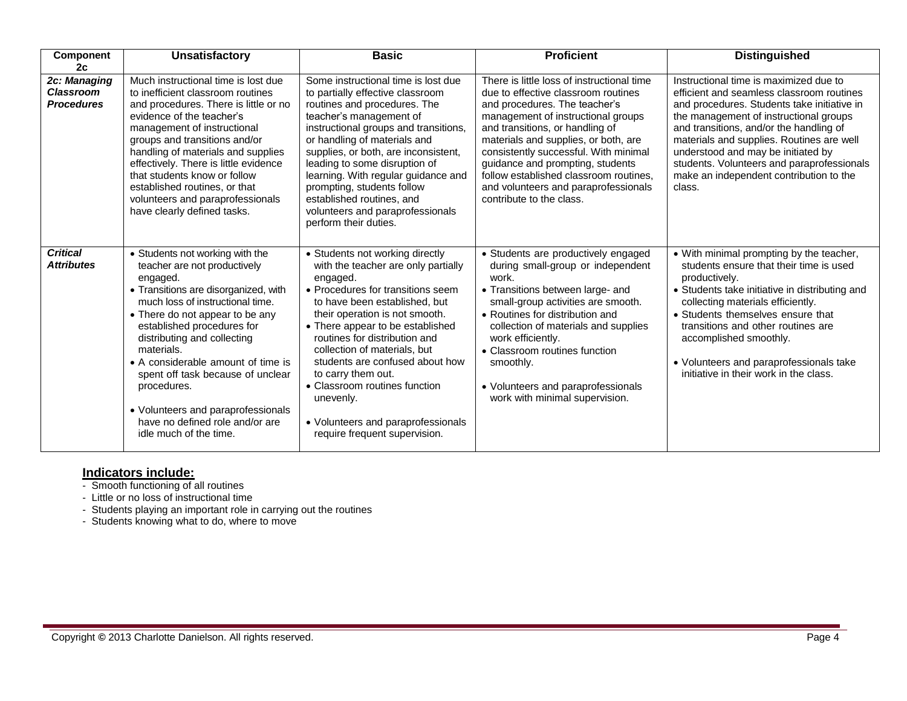| **Component 2c** | **Unsatisfactory** | **Basic** | **Proficient** | **Distinguished** |
|---|---|---|---|---|
| ***2c: Managing Classroom Procedures*** | Much instructional time is lost due to inefficient classroom routines and procedures. There is little or no evidence of the teacher's management of instructional groups and transitions and/or handling of materials and supplies effectively. There is little evidence that students know or follow established routines, or that volunteers and paraprofessionals have clearly defined tasks. | Some instructional time is lost due to partially effective classroom routines and procedures. The teacher's management of instructional groups and transitions, or handling of materials and supplies, or both, are inconsistent, leading to some disruption of learning. With regular guidance and prompting, students follow established routines, and volunteers and paraprofessionals perform their duties. | There is little loss of instructional time due to effective classroom routines and procedures. The teacher's management of instructional groups and transitions, or handling of materials and supplies, or both, are consistently successful. With minimal guidance and prompting, students follow established classroom routines, and volunteers and paraprofessionals contribute to the class. | Instructional time is maximized due to efficient and seamless classroom routines and procedures. Students take initiative in the management of instructional groups and transitions, and/or the handling of materials and supplies. Routines are well understood and may be initiated by students. Volunteers and paraprofessionals make an independent contribution to the class. |
| ***Critical Attributes*** | • Students not working with the teacher are not productively engaged.<br>• Transitions are disorganized, with much loss of instructional time.<br>• There do not appear to be any established procedures for distributing and collecting materials.<br>• A considerable amount of time is spent off task because of unclear procedures.<br>• Volunteers and paraprofessionals have no defined role and/or are idle much of the time. | • Students not working directly with the teacher are only partially engaged.<br>• Procedures for transitions seem to have been established, but their operation is not smooth.<br>• There appear to be established routines for distribution and collection of materials, but students are confused about how to carry them out.<br>• Classroom routines function unevenly.<br>• Volunteers and paraprofessionals require frequent supervision. | • Students are productively engaged during small-group or independent work.<br>• Transitions between large- and small-group activities are smooth.<br>• Routines for distribution and collection of materials and supplies work efficiently.<br>• Classroom routines function smoothly.<br>• Volunteers and paraprofessionals work with minimal supervision. | • With minimal prompting by the teacher, students ensure that their time is used productively.<br>• Students take initiative in distributing and collecting materials efficiently.<br>• Students themselves ensure that transitions and other routines are accomplished smoothly.<br>• Volunteers and paraprofessionals take initiative in their work in the class. |

**<u>Indicators include:</u>**

- Smooth functioning of all routines
- Little or no loss of instructional time
- Students playing an important role in carrying out the routines
- Students knowing what to do, where to move

Copyright © 2013 Charlotte Danielson. All rights reserved.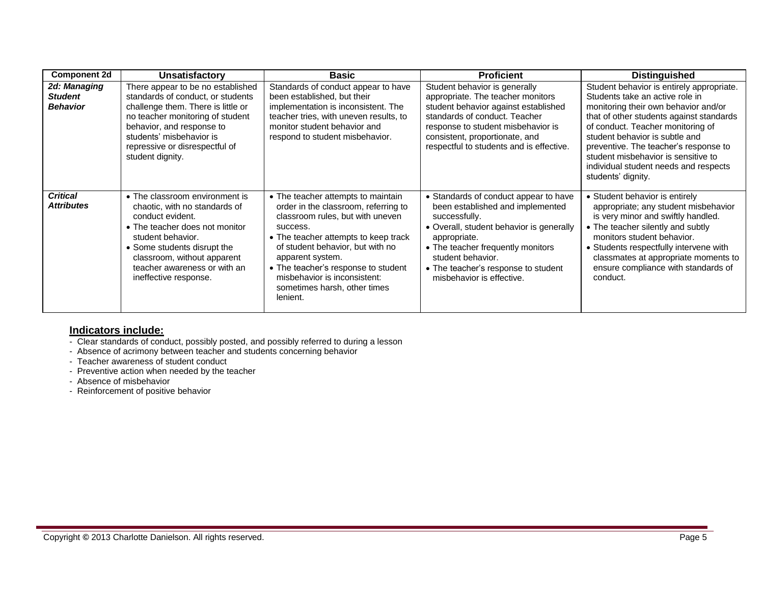| Component 2d | Unsatisfactory | Basic | Proficient | Distinguished |
|---|---|---|---|---|
| ***2d: Managing Student Behavior*** | There appear to be no established standards of conduct, or students challenge them. There is little or no teacher monitoring of student behavior, and response to students' misbehavior is repressive or disrespectful of student dignity. | Standards of conduct appear to have been established, but their implementation is inconsistent. The teacher tries, with uneven results, to monitor student behavior and respond to student misbehavior. | Student behavior is generally appropriate. The teacher monitors student behavior against established standards of conduct. Teacher response to student misbehavior is consistent, proportionate, and respectful to students and is effective. | Student behavior is entirely appropriate. Students take an active role in monitoring their own behavior and/or that of other students against standards of conduct. Teacher monitoring of student behavior is subtle and preventive. The teacher's response to student misbehavior is sensitive to individual student needs and respects students' dignity. |
| ***Critical Attributes*** | • The classroom environment is chaotic, with no standards of conduct evident.<br>• The teacher does not monitor student behavior.<br>• Some students disrupt the classroom, without apparent teacher awareness or with an ineffective response. | • The teacher attempts to maintain order in the classroom, referring to classroom rules, but with uneven success.<br>• The teacher attempts to keep track of student behavior, but with no apparent system.<br>• The teacher's response to student misbehavior is inconsistent: sometimes harsh, other times lenient. | • Standards of conduct appear to have been established and implemented successfully.<br>• Overall, student behavior is generally appropriate.<br>• The teacher frequently monitors student behavior.<br>• The teacher's response to student misbehavior is effective. | • Student behavior is entirely appropriate; any student misbehavior is very minor and swiftly handled.<br>• The teacher silently and subtly monitors student behavior.<br>• Students respectfully intervene with classmates at appropriate moments to ensure compliance with standards of conduct. |

**Indicators include:**

- Clear standards of conduct, possibly posted, and possibly referred to during a lesson
- Absence of acrimony between teacher and students concerning behavior
- Teacher awareness of student conduct
- Preventive action when needed by the teacher
- Absence of misbehavior
- Reinforcement of positive behavior

Copyright © 2013 Charlotte Danielson. All rights reserved.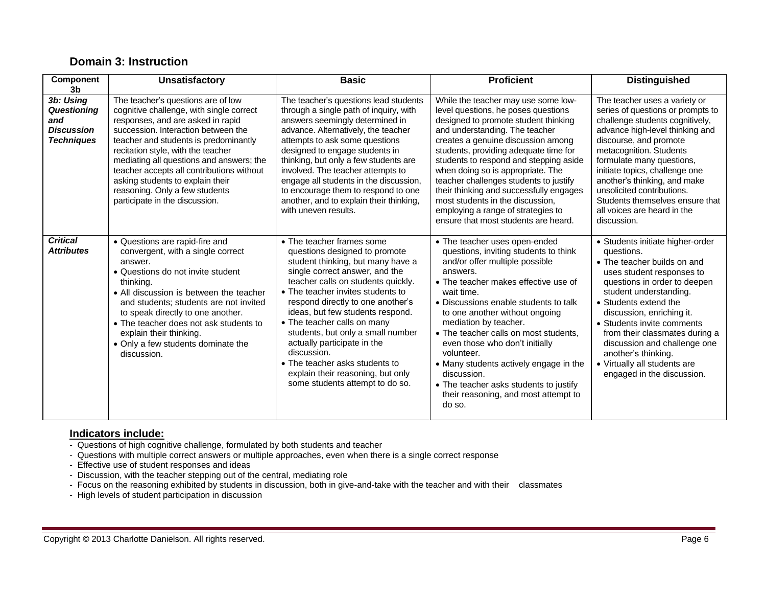## Domain 3: Instruction

| Component 3b | Unsatisfactory | Basic | Proficient | Distinguished |
|---|---|---|---|---|
| ***3b: Using Questioning and Discussion Techniques*** | The teacher's questions are of low cognitive challenge, with single correct responses, and are asked in rapid succession. Interaction between the teacher and students is predominantly recitation style, with the teacher mediating all questions and answers; the teacher accepts all contributions without asking students to explain their reasoning. Only a few students participate in the discussion. | The teacher's questions lead students through a single path of inquiry, with answers seemingly determined in advance. Alternatively, the teacher attempts to ask some questions designed to engage students in thinking, but only a few students are involved. The teacher attempts to engage all students in the discussion, to encourage them to respond to one another, and to explain their thinking, with uneven results. | While the teacher may use some low-level questions, he poses questions designed to promote student thinking and understanding. The teacher creates a genuine discussion among students, providing adequate time for students to respond and stepping aside when doing so is appropriate. The teacher challenges students to justify their thinking and successfully engages most students in the discussion, employing a range of strategies to ensure that most students are heard. | The teacher uses a variety or series of questions or prompts to challenge students cognitively, advance high-level thinking and discourse, and promote metacognition. Students formulate many questions, initiate topics, challenge one another's thinking, and make unsolicited contributions. Students themselves ensure that all voices are heard in the discussion. |
| ***Critical Attributes*** | • Questions are rapid-fire and convergent, with a single correct answer.<br>• Questions do not invite student thinking.<br>• All discussion is between the teacher and students; students are not invited to speak directly to one another.<br>• The teacher does not ask students to explain their thinking.<br>• Only a few students dominate the discussion. | • The teacher frames some questions designed to promote student thinking, but many have a single correct answer, and the teacher calls on students quickly.<br>• The teacher invites students to respond directly to one another's ideas, but few students respond.<br>• The teacher calls on many students, but only a small number actually participate in the discussion.<br>• The teacher asks students to explain their reasoning, but only some students attempt to do so. | • The teacher uses open-ended questions, inviting students to think and/or offer multiple possible answers.<br>• The teacher makes effective use of wait time.<br>• Discussions enable students to talk to one another without ongoing mediation by teacher.<br>• The teacher calls on most students, even those who don't initially volunteer.<br>• Many students actively engage in the discussion.<br>• The teacher asks students to justify their reasoning, and most attempt to do so. | • Students initiate higher-order questions.<br>• The teacher builds on and uses student responses to questions in order to deepen student understanding.<br>• Students extend the discussion, enriching it.<br>• Students invite comments from their classmates during a discussion and challenge one another's thinking.<br>• Virtually all students are engaged in the discussion. |

**Indicators include:**

- Questions of high cognitive challenge, formulated by both students and teacher
- Questions with multiple correct answers or multiple approaches, even when there is a single correct response
- Effective use of student responses and ideas
- Discussion, with the teacher stepping out of the central, mediating role
- Focus on the reasoning exhibited by students in discussion, both in give-and-take with the teacher and with their classmates
- High levels of student participation in discussion

Copyright © 2013 Charlotte Danielson. All rights reserved.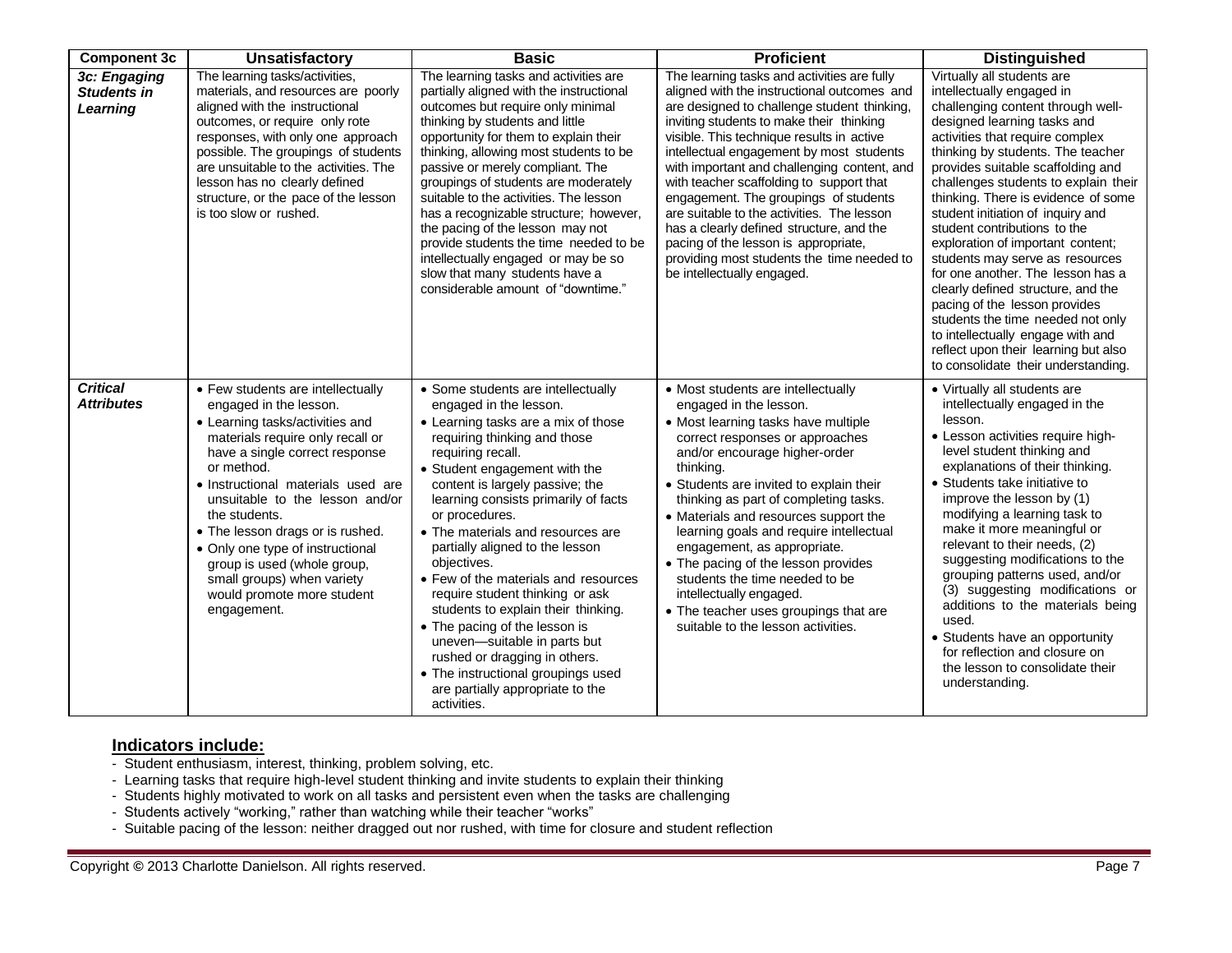| Component 3c | Unsatisfactory | Basic | Proficient | Distinguished |
|---|---|---|---|---|
| ***3c: Engaging Students in Learning*** | The learning tasks/activities, materials, and resources are poorly aligned with the instructional outcomes, or require only rote responses, with only one approach possible. The groupings of students are unsuitable to the activities. The lesson has no clearly defined structure, or the pace of the lesson is too slow or rushed. | The learning tasks and activities are partially aligned with the instructional outcomes but require only minimal thinking by students and little opportunity for them to explain their thinking, allowing most students to be passive or merely compliant. The groupings of students are moderately suitable to the activities. The lesson has a recognizable structure; however, the pacing of the lesson may not provide students the time needed to be intellectually engaged or may be so slow that many students have a considerable amount of "downtime." | The learning tasks and activities are fully aligned with the instructional outcomes and are designed to challenge student thinking, inviting students to make their thinking visible. This technique results in active intellectual engagement by most students with important and challenging content, and with teacher scaffolding to support that engagement. The groupings of students are suitable to the activities. The lesson has a clearly defined structure, and the pacing of the lesson is appropriate, providing most students the time needed to be intellectually engaged. | Virtually all students are intellectually engaged in challenging content through well-designed learning tasks and activities that require complex thinking by students. The teacher provides suitable scaffolding and challenges students to explain their thinking. There is evidence of some student initiation of inquiry and student contributions to the exploration of important content; students may serve as resources for one another. The lesson has a clearly defined structure, and the pacing of the lesson provides students the time needed not only to intellectually engage with and reflect upon their learning but also to consolidate their understanding. |
| ***Critical Attributes*** | • Few students are intellectually engaged in the lesson.<br>• Learning tasks/activities and materials require only recall or have a single correct response or method.<br>• Instructional materials used are unsuitable to the lesson and/or the students.<br>• The lesson drags or is rushed.<br>• Only one type of instructional group is used (whole group, small groups) when variety would promote more student engagement. | • Some students are intellectually engaged in the lesson.<br>• Learning tasks are a mix of those requiring thinking and those requiring recall.<br>• Student engagement with the content is largely passive; the learning consists primarily of facts or procedures.<br>• The materials and resources are partially aligned to the lesson objectives.<br>• Few of the materials and resources require student thinking or ask students to explain their thinking.<br>• The pacing of the lesson is uneven—suitable in parts but rushed or dragging in others.<br>• The instructional groupings used are partially appropriate to the activities. | • Most students are intellectually engaged in the lesson.<br>• Most learning tasks have multiple correct responses or approaches and/or encourage higher-order thinking.<br>• Students are invited to explain their thinking as part of completing tasks.<br>• Materials and resources support the learning goals and require intellectual engagement, as appropriate.<br>• The pacing of the lesson provides students the time needed to be intellectually engaged.<br>• The teacher uses groupings that are suitable to the lesson activities. | • Virtually all students are intellectually engaged in the lesson.<br>• Lesson activities require high-level student thinking and explanations of their thinking.<br>• Students take initiative to improve the lesson by (1) modifying a learning task to make it more meaningful or relevant to their needs, (2) suggesting modifications to the grouping patterns used, and/or (3) suggesting modifications or additions to the materials being used.<br>• Students have an opportunity for reflection and closure on the lesson to consolidate their understanding. |

**Indicators include:**

- Student enthusiasm, interest, thinking, problem solving, etc.
- Learning tasks that require high-level student thinking and invite students to explain their thinking
- Students highly motivated to work on all tasks and persistent even when the tasks are challenging
- Students actively "working," rather than watching while their teacher "works"
- Suitable pacing of the lesson: neither dragged out nor rushed, with time for closure and student reflection

Copyright © 2013 Charlotte Danielson. All rights reserved.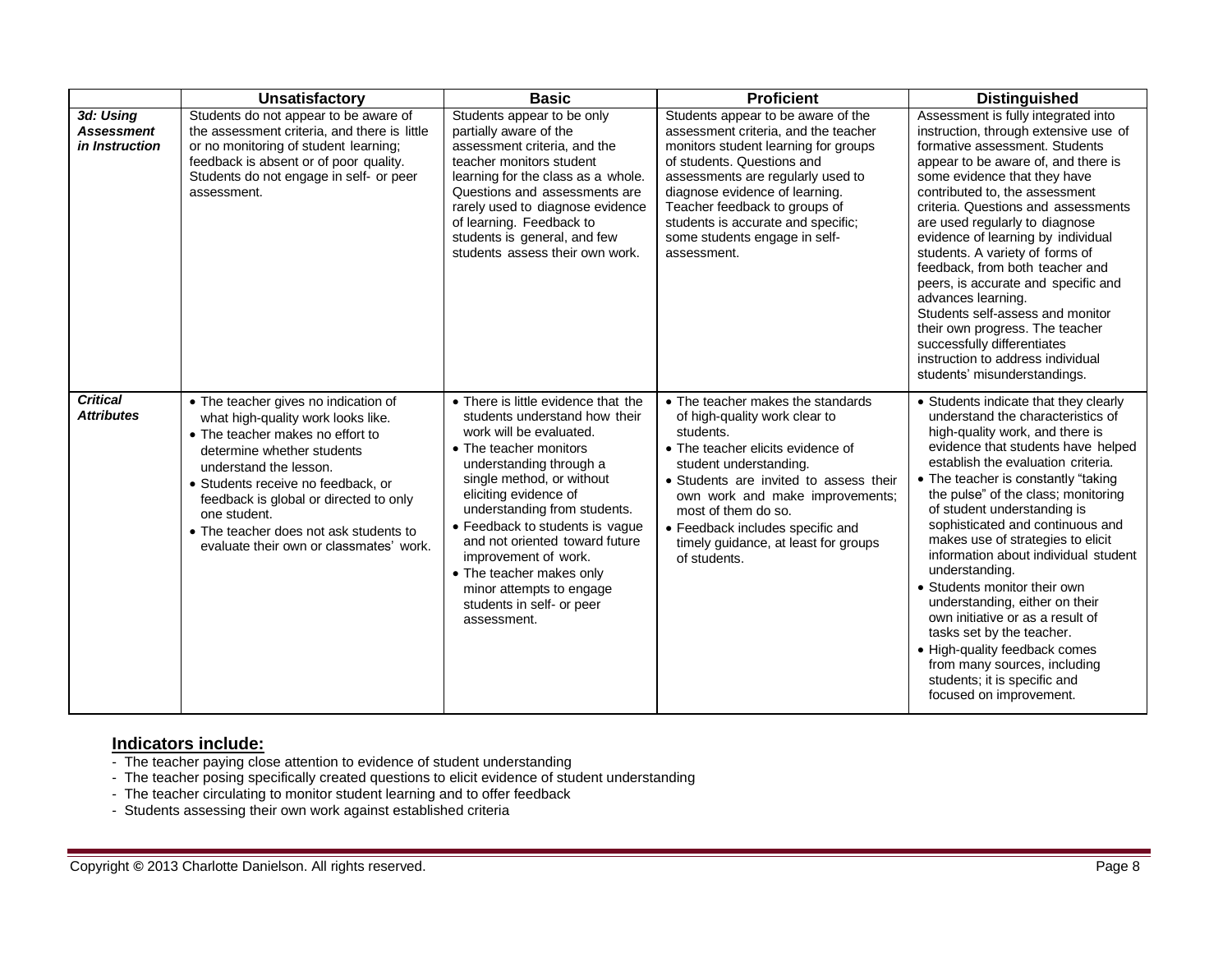| | Unsatisfactory | Basic | Proficient | Distinguished |
|---|---|---|---|---|
| ***3d: Using Assessment in Instruction*** | Students do not appear to be aware of the assessment criteria, and there is little or no monitoring of student learning; feedback is absent or of poor quality. Students do not engage in self- or peer assessment. | Students appear to be only partially aware of the assessment criteria, and the teacher monitors student learning for the class as a whole. Questions and assessments are rarely used to diagnose evidence of learning. Feedback to students is general, and few students assess their own work. | Students appear to be aware of the assessment criteria, and the teacher monitors student learning for groups of students. Questions and assessments are regularly used to diagnose evidence of learning. Teacher feedback to groups of students is accurate and specific; some students engage in self-assessment. | Assessment is fully integrated into instruction, through extensive use of formative assessment. Students appear to be aware of, and there is some evidence that they have contributed to, the assessment criteria. Questions and assessments are used regularly to diagnose evidence of learning by individual students. A variety of forms of feedback, from both teacher and peers, is accurate and specific and advances learning. Students self-assess and monitor their own progress. The teacher successfully differentiates instruction to address individual students' misunderstandings. |
| ***Critical Attributes*** | • The teacher gives no indication of what high-quality work looks like.<br>• The teacher makes no effort to determine whether students understand the lesson.<br>• Students receive no feedback, or feedback is global or directed to only one student.<br>• The teacher does not ask students to evaluate their own or classmates' work. | • There is little evidence that the students understand how their work will be evaluated.<br>• The teacher monitors understanding through a single method, or without eliciting evidence of understanding from students.<br>• Feedback to students is vague and not oriented toward future improvement of work.<br>• The teacher makes only minor attempts to engage students in self- or peer assessment. | • The teacher makes the standards of high-quality work clear to students.<br>• The teacher elicits evidence of student understanding.<br>• Students are invited to assess their own work and make improvements; most of them do so.<br>• Feedback includes specific and timely guidance, at least for groups of students. | • Students indicate that they clearly understand the characteristics of high-quality work, and there is evidence that students have helped establish the evaluation criteria.<br>• The teacher is constantly "taking the pulse" of the class; monitoring of student understanding is sophisticated and continuous and makes use of strategies to elicit information about individual student understanding.<br>• Students monitor their own understanding, either on their own initiative or as a result of tasks set by the teacher.<br>• High-quality feedback comes from many sources, including students; it is specific and focused on improvement. |

**Indicators include:**

- The teacher paying close attention to evidence of student understanding
- The teacher posing specifically created questions to elicit evidence of student understanding
- The teacher circulating to monitor student learning and to offer feedback
- Students assessing their own work against established criteria

Copyright © 2013 Charlotte Danielson. All rights reserved.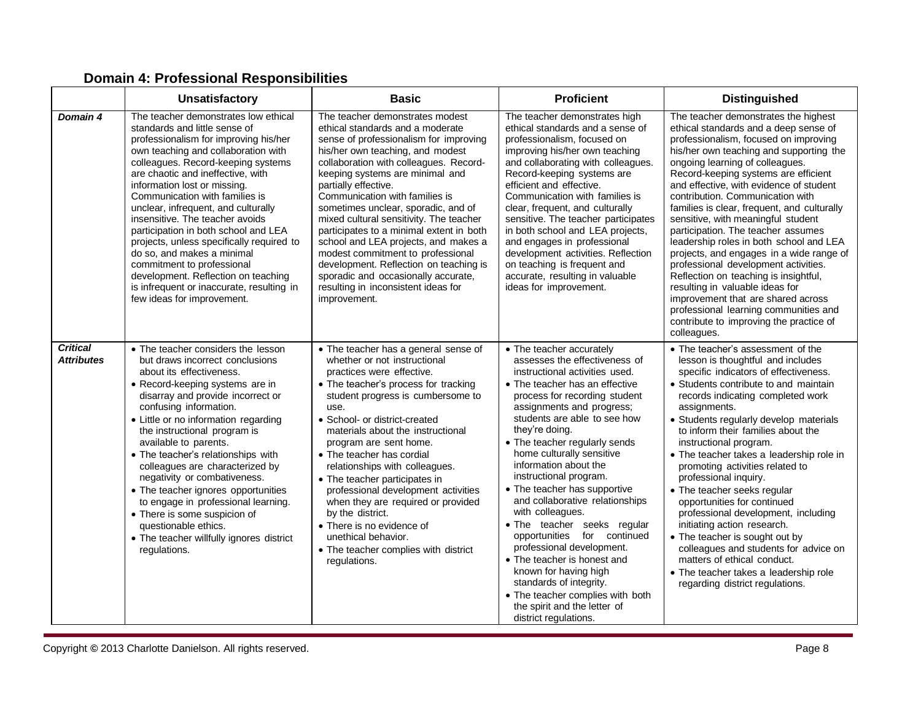## Domain 4: Professional Responsibilities

| | Unsatisfactory | Basic | Proficient | Distinguished |
|---|---|---|---|---|
| ***Domain 4*** | The teacher demonstrates low ethical standards and little sense of professionalism for improving his/her own teaching and collaboration with colleagues. Record-keeping systems are chaotic and ineffective, with information lost or missing. Communication with families is unclear, infrequent, and culturally insensitive. The teacher avoids participation in both school and LEA projects, unless specifically required to do so, and makes a minimal commitment to professional development. Reflection on teaching is infrequent or inaccurate, resulting in few ideas for improvement. | The teacher demonstrates modest ethical standards and a moderate sense of professionalism for improving his/her own teaching, and modest collaboration with colleagues. Record-keeping systems are minimal and partially effective. Communication with families is sometimes unclear, sporadic, and of mixed cultural sensitivity. The teacher participates to a minimal extent in both school and LEA projects, and makes a modest commitment to professional development. Reflection on teaching is sporadic and occasionally accurate, resulting in inconsistent ideas for improvement. | The teacher demonstrates high ethical standards and a sense of professionalism, focused on improving his/her own teaching and collaborating with colleagues. Record-keeping systems are efficient and effective. Communication with families is clear, frequent, and culturally sensitive. The teacher participates in both school and LEA projects, and engages in professional development activities. Reflection on teaching is frequent and accurate, resulting in valuable ideas for improvement. | The teacher demonstrates the highest ethical standards and a deep sense of professionalism, focused on improving his/her own teaching and supporting the ongoing learning of colleagues. Record-keeping systems are efficient and effective, with evidence of student contribution. Communication with families is clear, frequent, and culturally sensitive, with meaningful student participation. The teacher assumes leadership roles in both school and LEA projects, and engages in a wide range of professional development activities. Reflection on teaching is insightful, resulting in valuable ideas for improvement that are shared across professional learning communities and contribute to improving the practice of colleagues. |
| ***Critical Attributes*** | • The teacher considers the lesson but draws incorrect conclusions about its effectiveness.<br>• Record-keeping systems are in disarray and provide incorrect or confusing information.<br>• Little or no information regarding the instructional program is available to parents.<br>• The teacher's relationships with colleagues are characterized by negativity or combativeness.<br>• The teacher ignores opportunities to engage in professional learning.<br>• There is some suspicion of questionable ethics.<br>• The teacher willfully ignores district regulations. | • The teacher has a general sense of whether or not instructional practices were effective.<br>• The teacher's process for tracking student progress is cumbersome to use.<br>• School- or district-created materials about the instructional program are sent home.<br>• The teacher has cordial relationships with colleagues.<br>• The teacher participates in professional development activities when they are required or provided by the district.<br>• There is no evidence of unethical behavior.<br>• The teacher complies with district regulations. | • The teacher accurately assesses the effectiveness of instructional activities used.<br>• The teacher has an effective process for recording student assignments and progress; students are able to see how they're doing.<br>• The teacher regularly sends home culturally sensitive information about the instructional program.<br>• The teacher has supportive and collaborative relationships with colleagues.<br>• The teacher seeks regular opportunities for continued professional development.<br>• The teacher is honest and known for having high standards of integrity.<br>• The teacher complies with both the spirit and the letter of district regulations. | • The teacher's assessment of the lesson is thoughtful and includes specific indicators of effectiveness.<br>• Students contribute to and maintain records indicating completed work assignments.<br>• Students regularly develop materials to inform their families about the instructional program.<br>• The teacher takes a leadership role in promoting activities related to professional inquiry.<br>• The teacher seeks regular opportunities for continued professional development, including initiating action research.<br>• The teacher is sought out by colleagues and students for advice on matters of ethical conduct.<br>• The teacher takes a leadership role regarding district regulations. |

Copyright © 2013 Charlotte Danielson. All rights reserved.